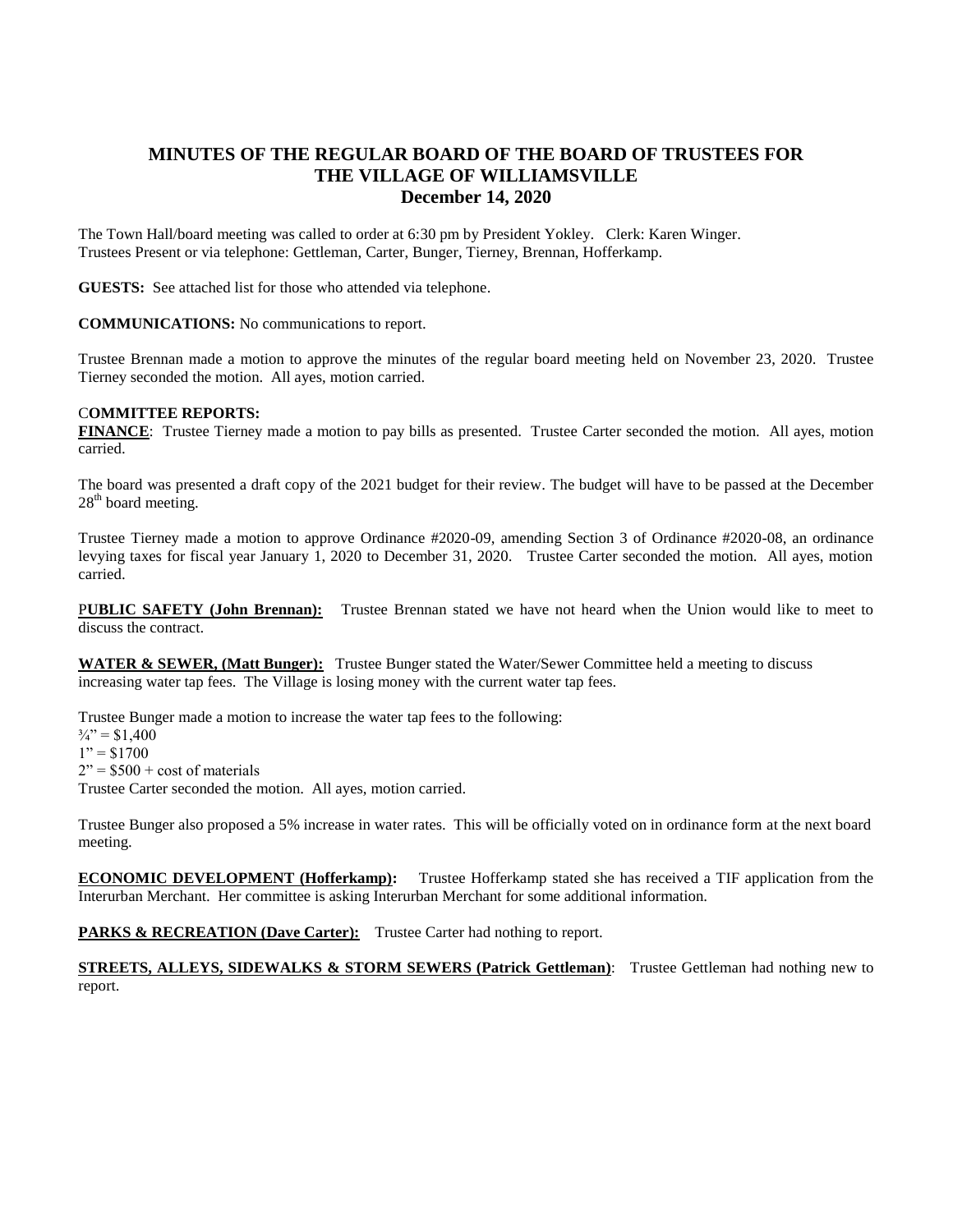# MINUTES OF THE REGULAR BOARD OF THE BOARD OF TRUSTEES FOR THE VILLAGE OF WILLIAMSVILLE
## December 14, 2020

The Town Hall/board meeting was called to order at 6:30 pm by President Yokley. Clerk: Karen Winger.
Trustees Present or via telephone: Gettleman, Carter, Bunger, Tierney, Brennan, Hofferkamp.

**GUESTS:** See attached list for those who attended via telephone.

**COMMUNICATIONS:** No communications to report.

Trustee Brennan made a motion to approve the minutes of the regular board meeting held on November 23, 2020. Trustee Tierney seconded the motion. All ayes, motion carried.

**COMMITTEE REPORTS:**

**FINANCE**: Trustee Tierney made a motion to pay bills as presented. Trustee Carter seconded the motion. All ayes, motion carried.

The board was presented a draft copy of the 2021 budget for their review. The budget will have to be passed at the December 28th board meeting.

Trustee Tierney made a motion to approve Ordinance #2020-09, amending Section 3 of Ordinance #2020-08, an ordinance levying taxes for fiscal year January 1, 2020 to December 31, 2020. Trustee Carter seconded the motion. All ayes, motion carried.

**PUBLIC SAFETY (John Brennan):** Trustee Brennan stated we have not heard when the Union would like to meet to discuss the contract.

**WATER & SEWER, (Matt Bunger):** Trustee Bunger stated the Water/Sewer Committee held a meeting to discuss increasing water tap fees. The Village is losing money with the current water tap fees.

Trustee Bunger made a motion to increase the water tap fees to the following:
¾" = $1,400
1" = $1700
2" = $500 + cost of materials
Trustee Carter seconded the motion. All ayes, motion carried.

Trustee Bunger also proposed a 5% increase in water rates. This will be officially voted on in ordinance form at the next board meeting.

**ECONOMIC DEVELOPMENT (Hofferkamp):** Trustee Hofferkamp stated she has received a TIF application from the Interurban Merchant. Her committee is asking Interurban Merchant for some additional information.

**PARKS & RECREATION (Dave Carter):** Trustee Carter had nothing to report.

**STREETS, ALLEYS, SIDEWALKS & STORM SEWERS (Patrick Gettleman)**: Trustee Gettleman had nothing new to report.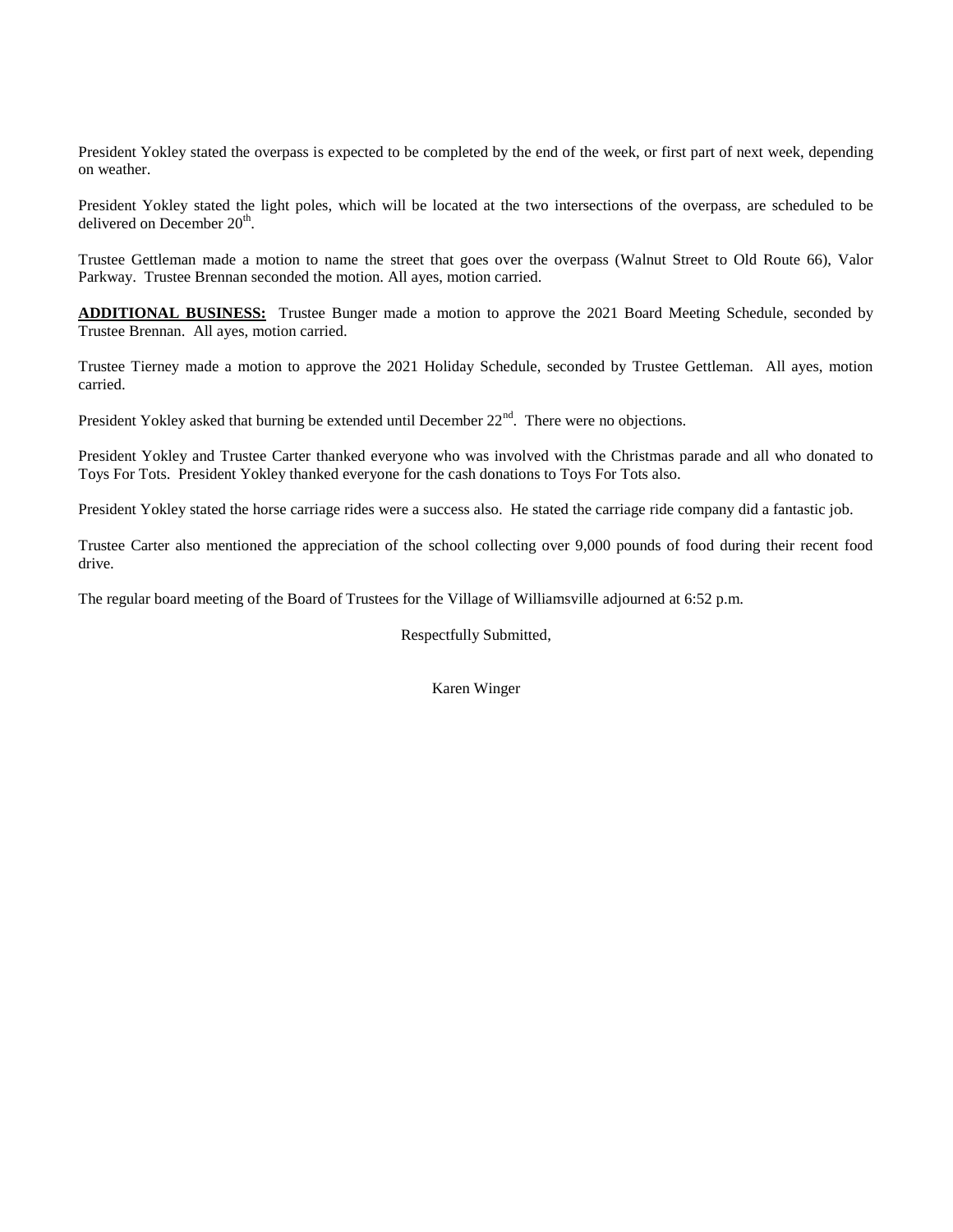President Yokley stated the overpass is expected to be completed by the end of the week, or first part of next week, depending on weather.

President Yokley stated the light poles, which will be located at the two intersections of the overpass, are scheduled to be delivered on December 20th.

Trustee Gettleman made a motion to name the street that goes over the overpass (Walnut Street to Old Route 66), Valor Parkway. Trustee Brennan seconded the motion. All ayes, motion carried.

**ADDITIONAL BUSINESS:** Trustee Bunger made a motion to approve the 2021 Board Meeting Schedule, seconded by Trustee Brennan. All ayes, motion carried.

Trustee Tierney made a motion to approve the 2021 Holiday Schedule, seconded by Trustee Gettleman. All ayes, motion carried.

President Yokley asked that burning be extended until December 22nd. There were no objections.

President Yokley and Trustee Carter thanked everyone who was involved with the Christmas parade and all who donated to Toys For Tots. President Yokley thanked everyone for the cash donations to Toys For Tots also.

President Yokley stated the horse carriage rides were a success also. He stated the carriage ride company did a fantastic job.

Trustee Carter also mentioned the appreciation of the school collecting over 9,000 pounds of food during their recent food drive.

The regular board meeting of the Board of Trustees for the Village of Williamsville adjourned at 6:52 p.m.

Respectfully Submitted,

Karen Winger